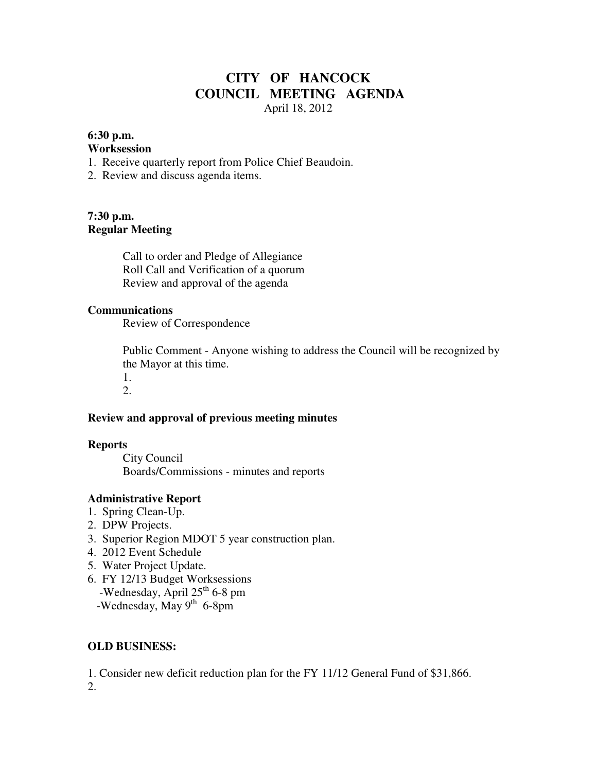# CITY OF HANCOCK
## COUNCIL MEETING AGENDA

April 18, 2012

**6:30 p.m.**
**Worksession**

1. Receive quarterly report from Police Chief Beaudoin.
2. Review and discuss agenda items.

**7:30 p.m.**
**Regular Meeting**

Call to order and Pledge of Allegiance
Roll Call and Verification of a quorum
Review and approval of the agenda

**Communications**

Review of Correspondence

Public Comment - Anyone wishing to address the Council will be recognized by the Mayor at this time.

1.
2.

**Review and approval of previous meeting minutes**

**Reports**

City Council
Boards/Commissions - minutes and reports

**Administrative Report**

1. Spring Clean-Up.
2. DPW Projects.
3. Superior Region MDOT 5 year construction plan.
4. 2012 Event Schedule
5. Water Project Update.
6. FY 12/13 Budget Worksessions
   - Wednesday, April 25th 6-8 pm
   - Wednesday, May 9th 6-8pm

**OLD BUSINESS:**

1. Consider new deficit reduction plan for the FY 11/12 General Fund of $31,866.
2.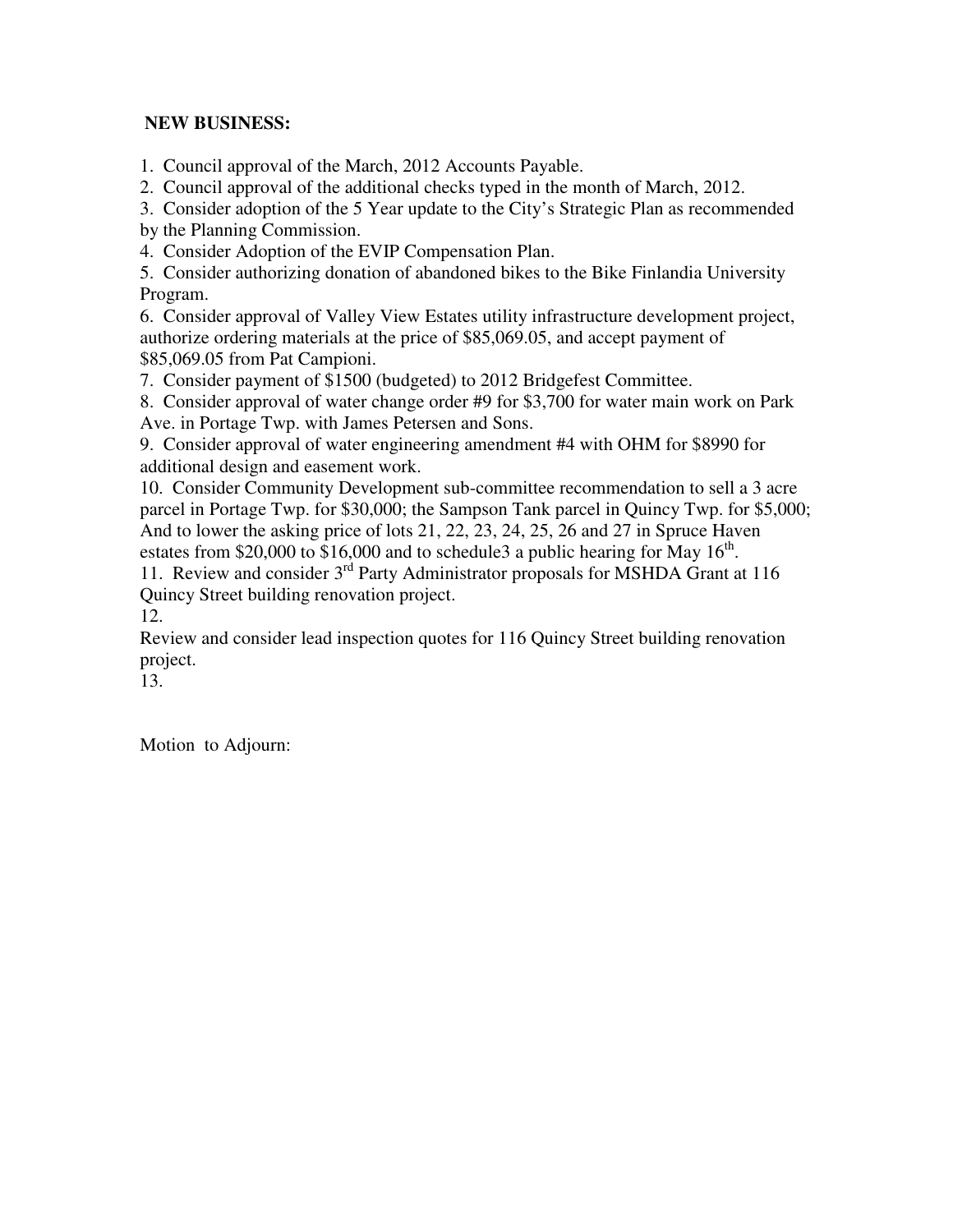**NEW BUSINESS:**

1. Council approval of the March, 2012 Accounts Payable.
2. Council approval of the additional checks typed in the month of March, 2012.
3. Consider adoption of the 5 Year update to the City's Strategic Plan as recommended by the Planning Commission.
4. Consider Adoption of the EVIP Compensation Plan.
5. Consider authorizing donation of abandoned bikes to the Bike Finlandia University Program.
6. Consider approval of Valley View Estates utility infrastructure development project, authorize ordering materials at the price of $85,069.05, and accept payment of $85,069.05 from Pat Campioni.
7. Consider payment of $1500 (budgeted) to 2012 Bridgefest Committee.
8. Consider approval of water change order #9 for $3,700 for water main work on Park Ave. in Portage Twp. with James Petersen and Sons.
9. Consider approval of water engineering amendment #4 with OHM for $8990 for additional design and easement work.
10. Consider Community Development sub-committee recommendation to sell a 3 acre parcel in Portage Twp. for $30,000; the Sampson Tank parcel in Quincy Twp. for $5,000; And to lower the asking price of lots 21, 22, 23, 24, 25, 26 and 27 in Spruce Haven estates from $20,000 to $16,000 and to schedule3 a public hearing for May 16th.
11. Review and consider 3rd Party Administrator proposals for MSHDA Grant at 116 Quincy Street building renovation project.
12. Review and consider lead inspection quotes for 116 Quincy Street building renovation project.
13.

Motion to Adjourn: